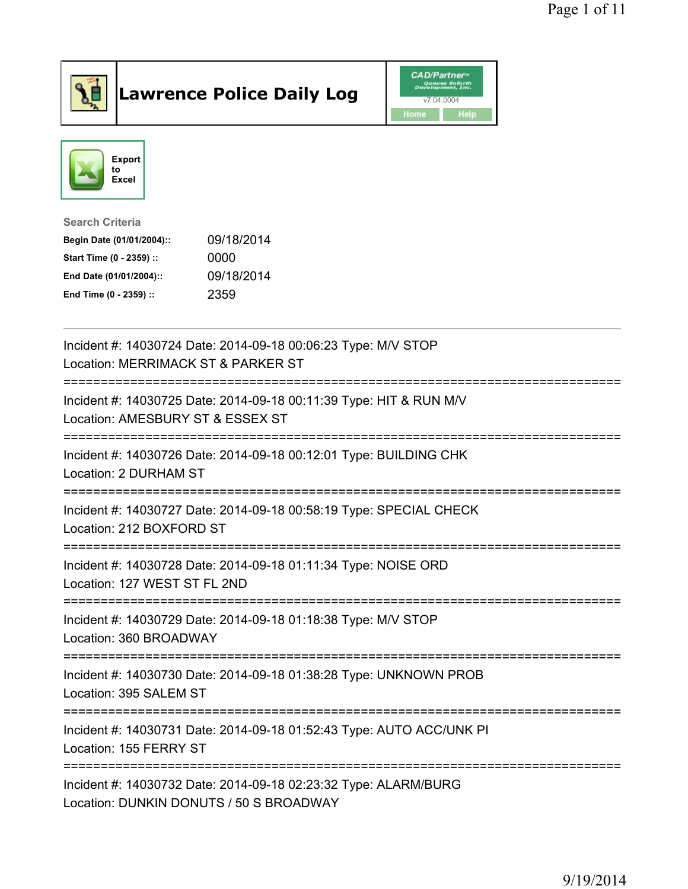# Lawrence Police Daily Log

CAD/Partner™
v7.04.0004
Home Help

Export to Excel

**Search Criteria**

| | |
|---|---|
| **Begin Date (01/01/2004)::** | 09/18/2014 |
| **Start Time (0 - 2359) ::** | 0000 |
| **End Date (01/01/2004)::** | 09/18/2014 |
| **End Time (0 - 2359) ::** | 2359 |

---

Incident #: 14030724 Date: 2014-09-18 00:06:23 Type: M/V STOP
Location: MERRIMACK ST & PARKER ST

===========================================================================

Incident #: 14030725 Date: 2014-09-18 00:11:39 Type: HIT & RUN M/V
Location: AMESBURY ST & ESSEX ST

===========================================================================

Incident #: 14030726 Date: 2014-09-18 00:12:01 Type: BUILDING CHK
Location: 2 DURHAM ST

===========================================================================

Incident #: 14030727 Date: 2014-09-18 00:58:19 Type: SPECIAL CHECK
Location: 212 BOXFORD ST

===========================================================================

Incident #: 14030728 Date: 2014-09-18 01:11:34 Type: NOISE ORD
Location: 127 WEST ST FL 2ND

===========================================================================

Incident #: 14030729 Date: 2014-09-18 01:18:38 Type: M/V STOP
Location: 360 BROADWAY

===========================================================================

Incident #: 14030730 Date: 2014-09-18 01:38:28 Type: UNKNOWN PROB
Location: 395 SALEM ST

===========================================================================

Incident #: 14030731 Date: 2014-09-18 01:52:43 Type: AUTO ACC/UNK PI
Location: 155 FERRY ST

===========================================================================

Incident #: 14030732 Date: 2014-09-18 02:23:32 Type: ALARM/BURG
Location: DUNKIN DONUTS / 50 S BROADWAY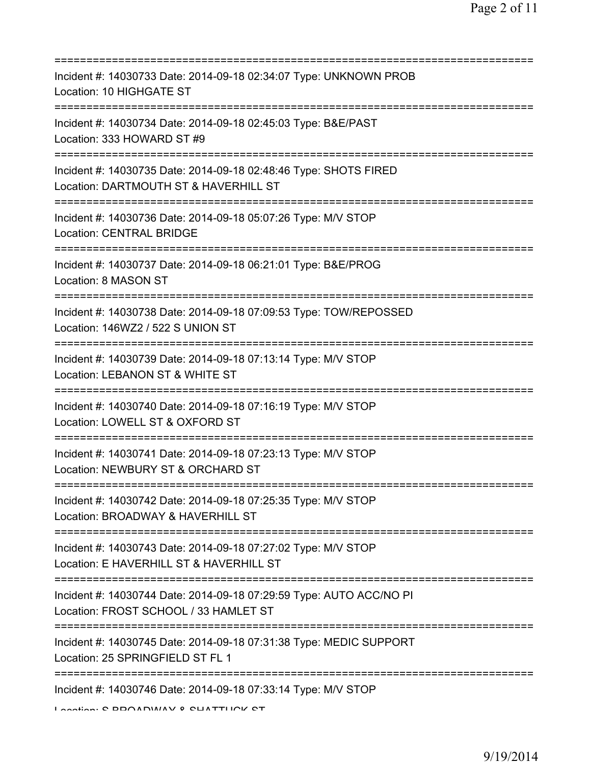===========================================================================
Incident #: 14030733 Date: 2014-09-18 02:34:07 Type: UNKNOWN PROB
Location: 10 HIGHGATE ST
===========================================================================
Incident #: 14030734 Date: 2014-09-18 02:45:03 Type: B&E/PAST
Location: 333 HOWARD ST #9
===========================================================================
Incident #: 14030735 Date: 2014-09-18 02:48:46 Type: SHOTS FIRED
Location: DARTMOUTH ST & HAVERHILL ST
===========================================================================
Incident #: 14030736 Date: 2014-09-18 05:07:26 Type: M/V STOP
Location: CENTRAL BRIDGE
===========================================================================
Incident #: 14030737 Date: 2014-09-18 06:21:01 Type: B&E/PROG
Location: 8 MASON ST
===========================================================================
Incident #: 14030738 Date: 2014-09-18 07:09:53 Type: TOW/REPOSSED
Location: 146WZ2 / 522 S UNION ST
===========================================================================
Incident #: 14030739 Date: 2014-09-18 07:13:14 Type: M/V STOP
Location: LEBANON ST & WHITE ST
===========================================================================
Incident #: 14030740 Date: 2014-09-18 07:16:19 Type: M/V STOP
Location: LOWELL ST & OXFORD ST
===========================================================================
Incident #: 14030741 Date: 2014-09-18 07:23:13 Type: M/V STOP
Location: NEWBURY ST & ORCHARD ST
===========================================================================
Incident #: 14030742 Date: 2014-09-18 07:25:35 Type: M/V STOP
Location: BROADWAY & HAVERHILL ST
===========================================================================
Incident #: 14030743 Date: 2014-09-18 07:27:02 Type: M/V STOP
Location: E HAVERHILL ST & HAVERHILL ST
===========================================================================
Incident #: 14030744 Date: 2014-09-18 07:29:59 Type: AUTO ACC/NO PI
Location: FROST SCHOOL / 33 HAMLET ST
===========================================================================
Incident #: 14030745 Date: 2014-09-18 07:31:38 Type: MEDIC SUPPORT
Location: 25 SPRINGFIELD ST FL 1
===========================================================================
Incident #: 14030746 Date: 2014-09-18 07:33:14 Type: M/V STOP
Location: S BROADWAY & SHATTUCK ST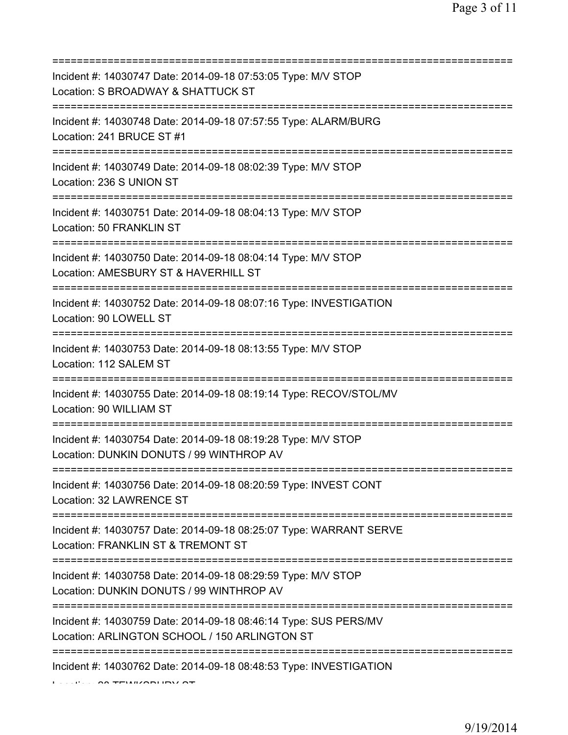Incident #: 14030747 Date: 2014-09-18 07:53:05 Type: M/V STOP
Location: S BROADWAY & SHATTUCK ST

Incident #: 14030748 Date: 2014-09-18 07:57:55 Type: ALARM/BURG
Location: 241 BRUCE ST #1

Incident #: 14030749 Date: 2014-09-18 08:02:39 Type: M/V STOP
Location: 236 S UNION ST

Incident #: 14030751 Date: 2014-09-18 08:04:13 Type: M/V STOP
Location: 50 FRANKLIN ST

Incident #: 14030750 Date: 2014-09-18 08:04:14 Type: M/V STOP
Location: AMESBURY ST & HAVERHILL ST

Incident #: 14030752 Date: 2014-09-18 08:07:16 Type: INVESTIGATION
Location: 90 LOWELL ST

Incident #: 14030753 Date: 2014-09-18 08:13:55 Type: M/V STOP
Location: 112 SALEM ST

Incident #: 14030755 Date: 2014-09-18 08:19:14 Type: RECOV/STOL/MV
Location: 90 WILLIAM ST

Incident #: 14030754 Date: 2014-09-18 08:19:28 Type: M/V STOP
Location: DUNKIN DONUTS / 99 WINTHROP AV

Incident #: 14030756 Date: 2014-09-18 08:20:59 Type: INVEST CONT
Location: 32 LAWRENCE ST

Incident #: 14030757 Date: 2014-09-18 08:25:07 Type: WARRANT SERVE
Location: FRANKLIN ST & TREMONT ST

Incident #: 14030758 Date: 2014-09-18 08:29:59 Type: M/V STOP
Location: DUNKIN DONUTS / 99 WINTHROP AV

Incident #: 14030759 Date: 2014-09-18 08:46:14 Type: SUS PERS/MV
Location: ARLINGTON SCHOOL / 150 ARLINGTON ST

Incident #: 14030762 Date: 2014-09-18 08:48:53 Type: INVESTIGATION
Location: 90 TEWKSBURY ST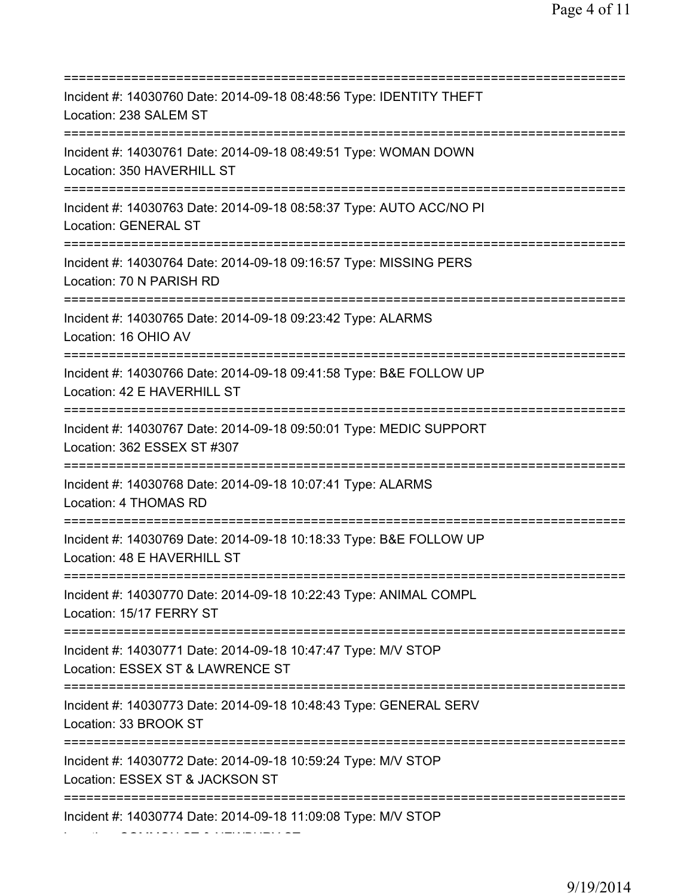===========================================================================
Incident #: 14030760 Date: 2014-09-18 08:48:56 Type: IDENTITY THEFT
Location: 238 SALEM ST
===========================================================================
Incident #: 14030761 Date: 2014-09-18 08:49:51 Type: WOMAN DOWN
Location: 350 HAVERHILL ST
===========================================================================
Incident #: 14030763 Date: 2014-09-18 08:58:37 Type: AUTO ACC/NO PI
Location: GENERAL ST
===========================================================================
Incident #: 14030764 Date: 2014-09-18 09:16:57 Type: MISSING PERS
Location: 70 N PARISH RD
===========================================================================
Incident #: 14030765 Date: 2014-09-18 09:23:42 Type: ALARMS
Location: 16 OHIO AV
===========================================================================
Incident #: 14030766 Date: 2014-09-18 09:41:58 Type: B&E FOLLOW UP
Location: 42 E HAVERHILL ST
===========================================================================
Incident #: 14030767 Date: 2014-09-18 09:50:01 Type: MEDIC SUPPORT
Location: 362 ESSEX ST #307
===========================================================================
Incident #: 14030768 Date: 2014-09-18 10:07:41 Type: ALARMS
Location: 4 THOMAS RD
===========================================================================
Incident #: 14030769 Date: 2014-09-18 10:18:33 Type: B&E FOLLOW UP
Location: 48 E HAVERHILL ST
===========================================================================
Incident #: 14030770 Date: 2014-09-18 10:22:43 Type: ANIMAL COMPL
Location: 15/17 FERRY ST
===========================================================================
Incident #: 14030771 Date: 2014-09-18 10:47:47 Type: M/V STOP
Location: ESSEX ST & LAWRENCE ST
===========================================================================
Incident #: 14030773 Date: 2014-09-18 10:48:43 Type: GENERAL SERV
Location: 33 BROOK ST
===========================================================================
Incident #: 14030772 Date: 2014-09-18 10:59:24 Type: M/V STOP
Location: ESSEX ST & JACKSON ST
===========================================================================
Incident #: 14030774 Date: 2014-09-18 11:09:08 Type: M/V STOP
Location: COMMON ST & NEWBURY ST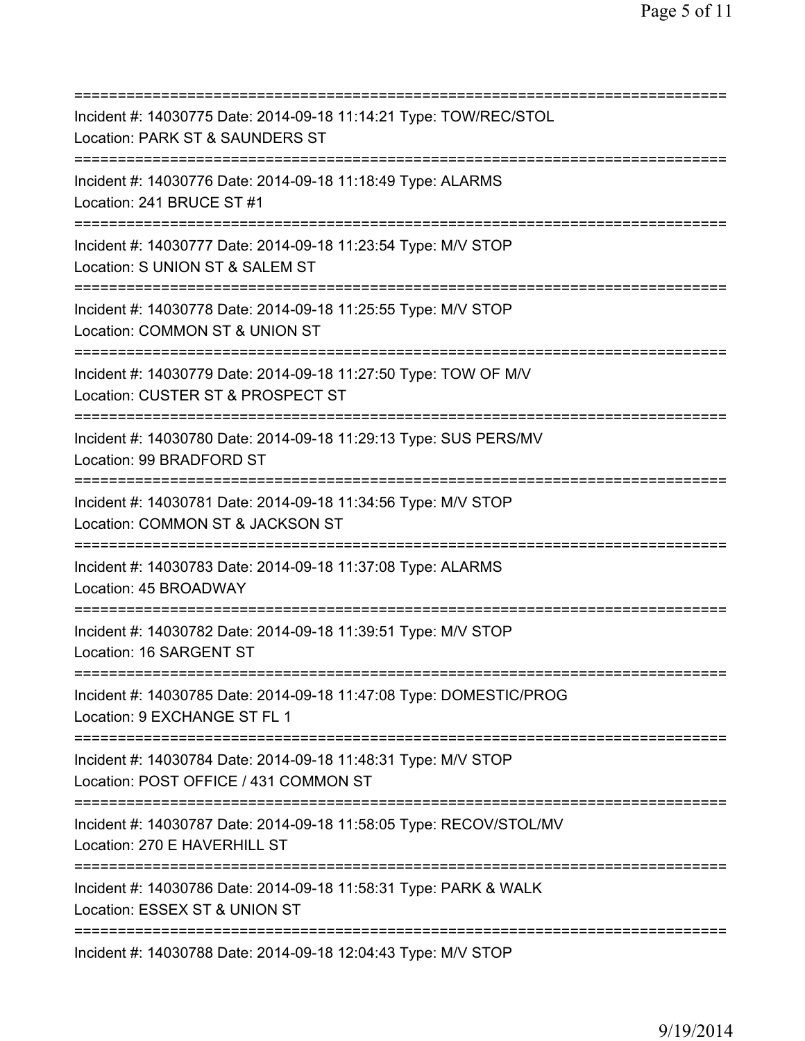==============================================================================

Incident #: 14030775 Date: 2014-09-18 11:14:21 Type: TOW/REC/STOL
Location: PARK ST & SAUNDERS ST

==============================================================================

Incident #: 14030776 Date: 2014-09-18 11:18:49 Type: ALARMS
Location: 241 BRUCE ST #1

==============================================================================

Incident #: 14030777 Date: 2014-09-18 11:23:54 Type: M/V STOP
Location: S UNION ST & SALEM ST

==============================================================================

Incident #: 14030778 Date: 2014-09-18 11:25:55 Type: M/V STOP
Location: COMMON ST & UNION ST

==============================================================================

Incident #: 14030779 Date: 2014-09-18 11:27:50 Type: TOW OF M/V
Location: CUSTER ST & PROSPECT ST

==============================================================================

Incident #: 14030780 Date: 2014-09-18 11:29:13 Type: SUS PERS/MV
Location: 99 BRADFORD ST

==============================================================================

Incident #: 14030781 Date: 2014-09-18 11:34:56 Type: M/V STOP
Location: COMMON ST & JACKSON ST

==============================================================================

Incident #: 14030783 Date: 2014-09-18 11:37:08 Type: ALARMS
Location: 45 BROADWAY

==============================================================================

Incident #: 14030782 Date: 2014-09-18 11:39:51 Type: M/V STOP
Location: 16 SARGENT ST

==============================================================================

Incident #: 14030785 Date: 2014-09-18 11:47:08 Type: DOMESTIC/PROG
Location: 9 EXCHANGE ST FL 1

==============================================================================

Incident #: 14030784 Date: 2014-09-18 11:48:31 Type: M/V STOP
Location: POST OFFICE / 431 COMMON ST

==============================================================================

Incident #: 14030787 Date: 2014-09-18 11:58:05 Type: RECOV/STOL/MV
Location: 270 E HAVERHILL ST

==============================================================================

Incident #: 14030786 Date: 2014-09-18 11:58:31 Type: PARK & WALK
Location: ESSEX ST & UNION ST

==============================================================================

Incident #: 14030788 Date: 2014-09-18 12:04:43 Type: M/V STOP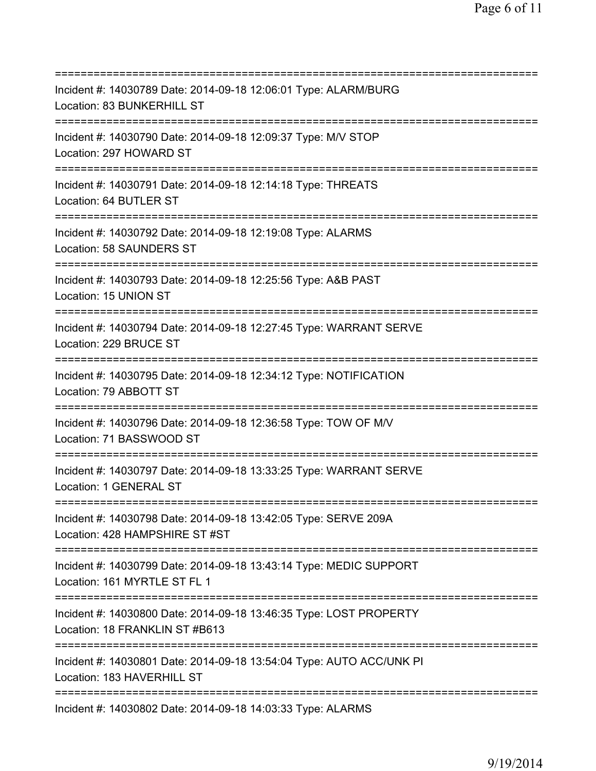===========================================================================

Incident #: 14030789 Date: 2014-09-18 12:06:01 Type: ALARM/BURG
Location: 83 BUNKERHILL ST

===========================================================================

Incident #: 14030790 Date: 2014-09-18 12:09:37 Type: M/V STOP
Location: 297 HOWARD ST

===========================================================================

Incident #: 14030791 Date: 2014-09-18 12:14:18 Type: THREATS
Location: 64 BUTLER ST

===========================================================================

Incident #: 14030792 Date: 2014-09-18 12:19:08 Type: ALARMS
Location: 58 SAUNDERS ST

===========================================================================

Incident #: 14030793 Date: 2014-09-18 12:25:56 Type: A&B PAST
Location: 15 UNION ST

===========================================================================

Incident #: 14030794 Date: 2014-09-18 12:27:45 Type: WARRANT SERVE
Location: 229 BRUCE ST

===========================================================================

Incident #: 14030795 Date: 2014-09-18 12:34:12 Type: NOTIFICATION
Location: 79 ABBOTT ST

===========================================================================

Incident #: 14030796 Date: 2014-09-18 12:36:58 Type: TOW OF M/V
Location: 71 BASSWOOD ST

===========================================================================

Incident #: 14030797 Date: 2014-09-18 13:33:25 Type: WARRANT SERVE
Location: 1 GENERAL ST

===========================================================================

Incident #: 14030798 Date: 2014-09-18 13:42:05 Type: SERVE 209A
Location: 428 HAMPSHIRE ST #ST

===========================================================================

Incident #: 14030799 Date: 2014-09-18 13:43:14 Type: MEDIC SUPPORT
Location: 161 MYRTLE ST FL 1

===========================================================================

Incident #: 14030800 Date: 2014-09-18 13:46:35 Type: LOST PROPERTY
Location: 18 FRANKLIN ST #B613

===========================================================================

Incident #: 14030801 Date: 2014-09-18 13:54:04 Type: AUTO ACC/UNK PI
Location: 183 HAVERHILL ST

===========================================================================

Incident #: 14030802 Date: 2014-09-18 14:03:33 Type: ALARMS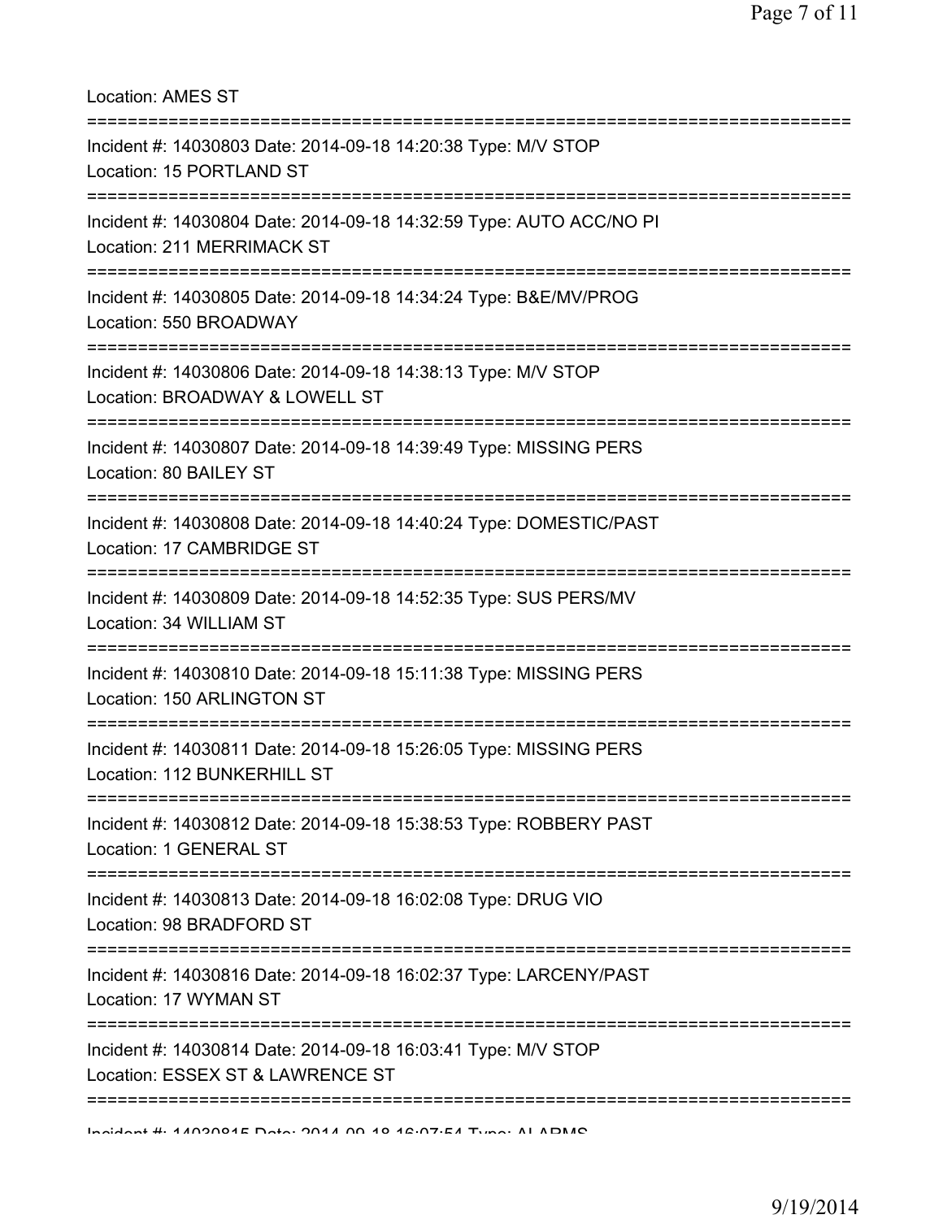Location: AMES ST

===========================================================================

Incident #: 14030803 Date: 2014-09-18 14:20:38 Type: M/V STOP

Location: 15 PORTLAND ST

===========================================================================

Incident #: 14030804 Date: 2014-09-18 14:32:59 Type: AUTO ACC/NO PI

Location: 211 MERRIMACK ST

===========================================================================

Incident #: 14030805 Date: 2014-09-18 14:34:24 Type: B&E/MV/PROG

Location: 550 BROADWAY

===========================================================================

Incident #: 14030806 Date: 2014-09-18 14:38:13 Type: M/V STOP

Location: BROADWAY & LOWELL ST

===========================================================================

Incident #: 14030807 Date: 2014-09-18 14:39:49 Type: MISSING PERS

Location: 80 BAILEY ST

===========================================================================

Incident #: 14030808 Date: 2014-09-18 14:40:24 Type: DOMESTIC/PAST

Location: 17 CAMBRIDGE ST

===========================================================================

Incident #: 14030809 Date: 2014-09-18 14:52:35 Type: SUS PERS/MV

Location: 34 WILLIAM ST

===========================================================================

Incident #: 14030810 Date: 2014-09-18 15:11:38 Type: MISSING PERS

Location: 150 ARLINGTON ST

===========================================================================

Incident #: 14030811 Date: 2014-09-18 15:26:05 Type: MISSING PERS

Location: 112 BUNKERHILL ST

===========================================================================

Incident #: 14030812 Date: 2014-09-18 15:38:53 Type: ROBBERY PAST

Location: 1 GENERAL ST

===========================================================================

Incident #: 14030813 Date: 2014-09-18 16:02:08 Type: DRUG VIO

Location: 98 BRADFORD ST

===========================================================================

Incident #: 14030816 Date: 2014-09-18 16:02:37 Type: LARCENY/PAST

Location: 17 WYMAN ST

===========================================================================

Incident #: 14030814 Date: 2014-09-18 16:03:41 Type: M/V STOP

Location: ESSEX ST & LAWRENCE ST

===========================================================================

Incident #: 14030815 Date: 2014-09-18 16:07:54 Type: ALARMS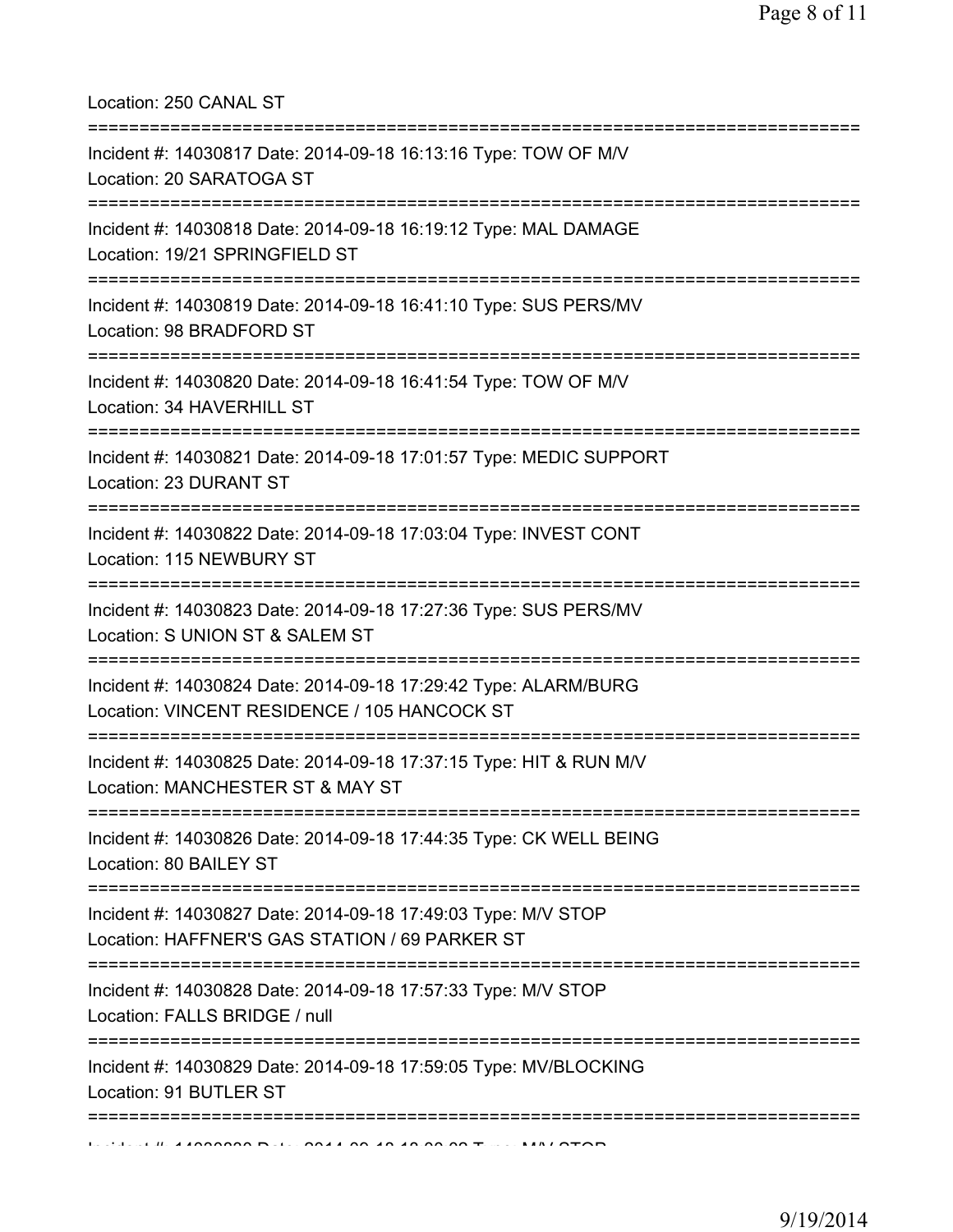Location: 250 CANAL ST

===========================================================================

Incident #: 14030817 Date: 2014-09-18 16:13:16 Type: TOW OF M/V
Location: 20 SARATOGA ST

===========================================================================

Incident #: 14030818 Date: 2014-09-18 16:19:12 Type: MAL DAMAGE
Location: 19/21 SPRINGFIELD ST

===========================================================================

Incident #: 14030819 Date: 2014-09-18 16:41:10 Type: SUS PERS/MV
Location: 98 BRADFORD ST

===========================================================================

Incident #: 14030820 Date: 2014-09-18 16:41:54 Type: TOW OF M/V
Location: 34 HAVERHILL ST

===========================================================================

Incident #: 14030821 Date: 2014-09-18 17:01:57 Type: MEDIC SUPPORT
Location: 23 DURANT ST

===========================================================================

Incident #: 14030822 Date: 2014-09-18 17:03:04 Type: INVEST CONT
Location: 115 NEWBURY ST

===========================================================================

Incident #: 14030823 Date: 2014-09-18 17:27:36 Type: SUS PERS/MV
Location: S UNION ST & SALEM ST

===========================================================================

Incident #: 14030824 Date: 2014-09-18 17:29:42 Type: ALARM/BURG
Location: VINCENT RESIDENCE / 105 HANCOCK ST

===========================================================================

Incident #: 14030825 Date: 2014-09-18 17:37:15 Type: HIT & RUN M/V
Location: MANCHESTER ST & MAY ST

===========================================================================

Incident #: 14030826 Date: 2014-09-18 17:44:35 Type: CK WELL BEING
Location: 80 BAILEY ST

===========================================================================

Incident #: 14030827 Date: 2014-09-18 17:49:03 Type: M/V STOP
Location: HAFFNER'S GAS STATION / 69 PARKER ST

===========================================================================

Incident #: 14030828 Date: 2014-09-18 17:57:33 Type: M/V STOP
Location: FALLS BRIDGE / null

===========================================================================

Incident #: 14030829 Date: 2014-09-18 17:59:05 Type: MV/BLOCKING
Location: 91 BUTLER ST

===========================================================================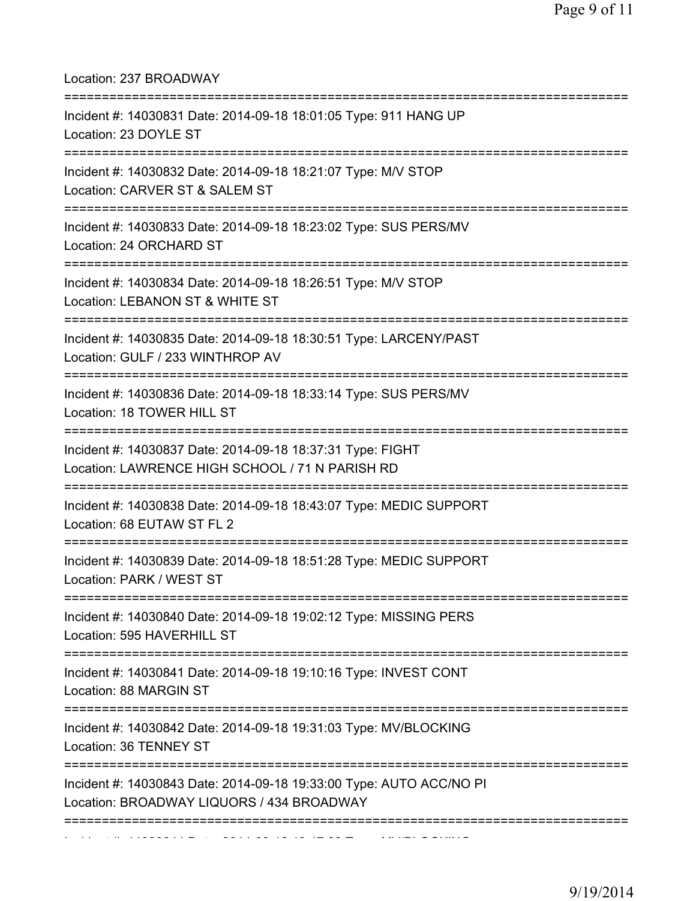Location: 237 BROADWAY

===========================================================================

Incident #: 14030831 Date: 2014-09-18 18:01:05 Type: 911 HANG UP
Location: 23 DOYLE ST

===========================================================================

Incident #: 14030832 Date: 2014-09-18 18:21:07 Type: M/V STOP
Location: CARVER ST & SALEM ST

===========================================================================

Incident #: 14030833 Date: 2014-09-18 18:23:02 Type: SUS PERS/MV
Location: 24 ORCHARD ST

===========================================================================

Incident #: 14030834 Date: 2014-09-18 18:26:51 Type: M/V STOP
Location: LEBANON ST & WHITE ST

===========================================================================

Incident #: 14030835 Date: 2014-09-18 18:30:51 Type: LARCENY/PAST
Location: GULF / 233 WINTHROP AV

===========================================================================

Incident #: 14030836 Date: 2014-09-18 18:33:14 Type: SUS PERS/MV
Location: 18 TOWER HILL ST

===========================================================================

Incident #: 14030837 Date: 2014-09-18 18:37:31 Type: FIGHT
Location: LAWRENCE HIGH SCHOOL / 71 N PARISH RD

===========================================================================

Incident #: 14030838 Date: 2014-09-18 18:43:07 Type: MEDIC SUPPORT
Location: 68 EUTAW ST FL 2

===========================================================================

Incident #: 14030839 Date: 2014-09-18 18:51:28 Type: MEDIC SUPPORT
Location: PARK / WEST ST

===========================================================================

Incident #: 14030840 Date: 2014-09-18 19:02:12 Type: MISSING PERS
Location: 595 HAVERHILL ST

===========================================================================

Incident #: 14030841 Date: 2014-09-18 19:10:16 Type: INVEST CONT
Location: 88 MARGIN ST

===========================================================================

Incident #: 14030842 Date: 2014-09-18 19:31:03 Type: MV/BLOCKING
Location: 36 TENNEY ST

===========================================================================

Incident #: 14030843 Date: 2014-09-18 19:33:00 Type: AUTO ACC/NO PI
Location: BROADWAY LIQUORS / 434 BROADWAY

===========================================================================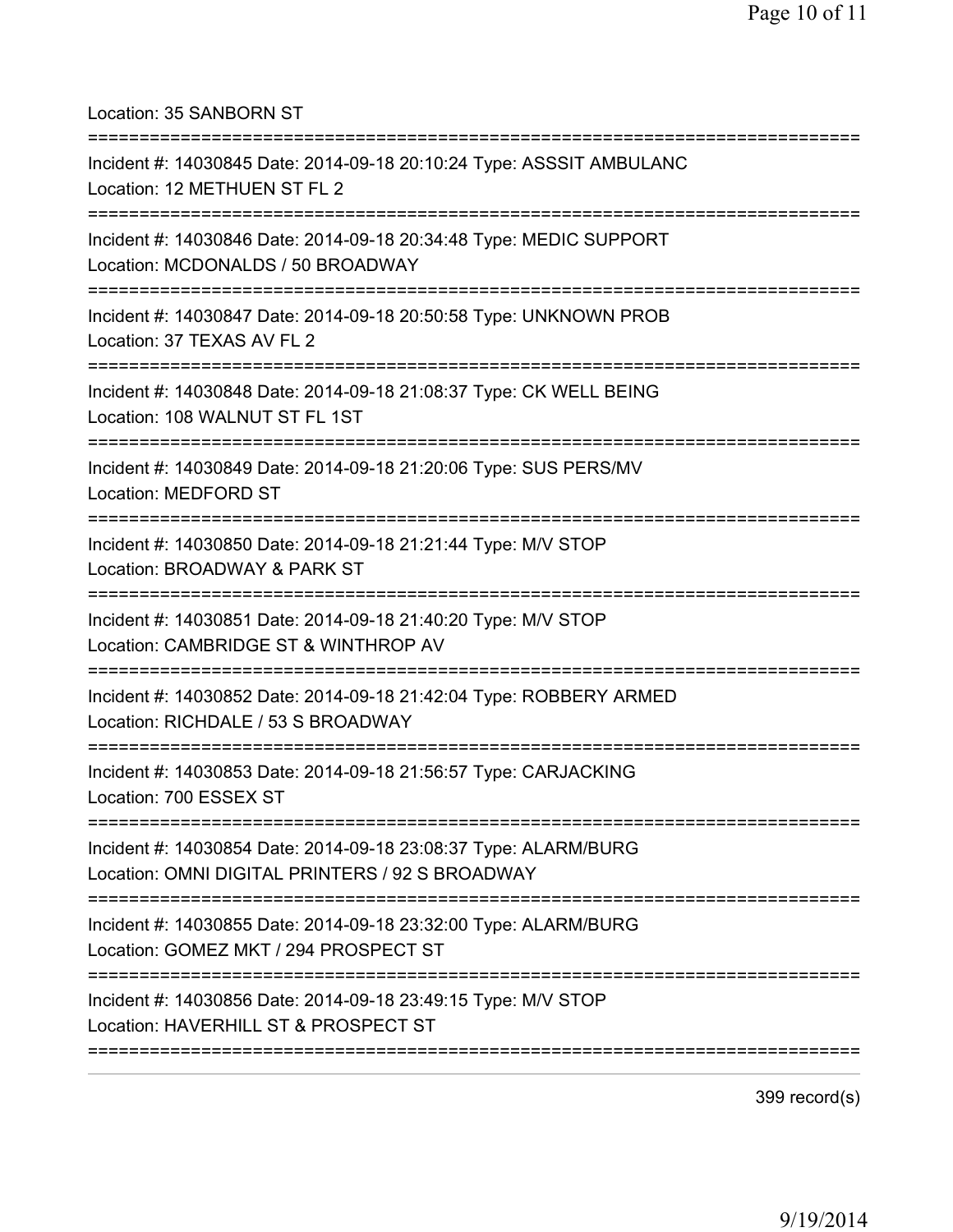Location: 35 SANBORN ST

===========================================================================

Incident #: 14030845 Date: 2014-09-18 20:10:24 Type: ASSSIT AMBULANC

Location: 12 METHUEN ST FL 2

===========================================================================

Incident #: 14030846 Date: 2014-09-18 20:34:48 Type: MEDIC SUPPORT

Location: MCDONALDS / 50 BROADWAY

===========================================================================

Incident #: 14030847 Date: 2014-09-18 20:50:58 Type: UNKNOWN PROB

Location: 37 TEXAS AV FL 2

===========================================================================

Incident #: 14030848 Date: 2014-09-18 21:08:37 Type: CK WELL BEING

Location: 108 WALNUT ST FL 1ST

===========================================================================

Incident #: 14030849 Date: 2014-09-18 21:20:06 Type: SUS PERS/MV

Location: MEDFORD ST

===========================================================================

Incident #: 14030850 Date: 2014-09-18 21:21:44 Type: M/V STOP

Location: BROADWAY & PARK ST

===========================================================================

Incident #: 14030851 Date: 2014-09-18 21:40:20 Type: M/V STOP

Location: CAMBRIDGE ST & WINTHROP AV

===========================================================================

Incident #: 14030852 Date: 2014-09-18 21:42:04 Type: ROBBERY ARMED

Location: RICHDALE / 53 S BROADWAY

===========================================================================

Incident #: 14030853 Date: 2014-09-18 21:56:57 Type: CARJACKING

Location: 700 ESSEX ST

===========================================================================

Incident #: 14030854 Date: 2014-09-18 23:08:37 Type: ALARM/BURG

Location: OMNI DIGITAL PRINTERS / 92 S BROADWAY

===========================================================================

Incident #: 14030855 Date: 2014-09-18 23:32:00 Type: ALARM/BURG

Location: GOMEZ MKT / 294 PROSPECT ST

===========================================================================

Incident #: 14030856 Date: 2014-09-18 23:49:15 Type: M/V STOP

Location: HAVERHILL ST & PROSPECT ST

===========================================================================

399 record(s)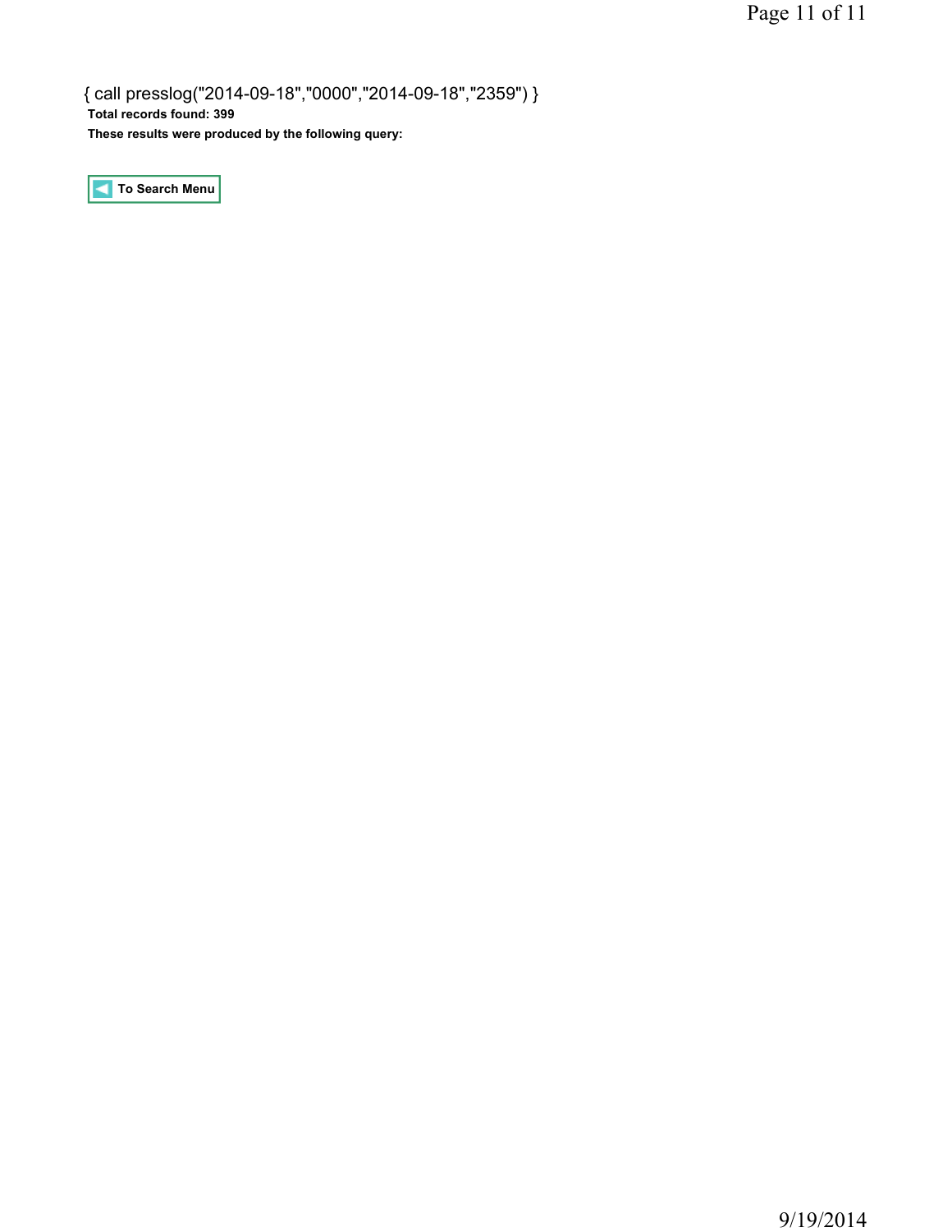{ call presslog("2014-09-18","0000","2014-09-18","2359") }

**Total records found: 399**

**These results were produced by the following query:**

**To Search Menu**